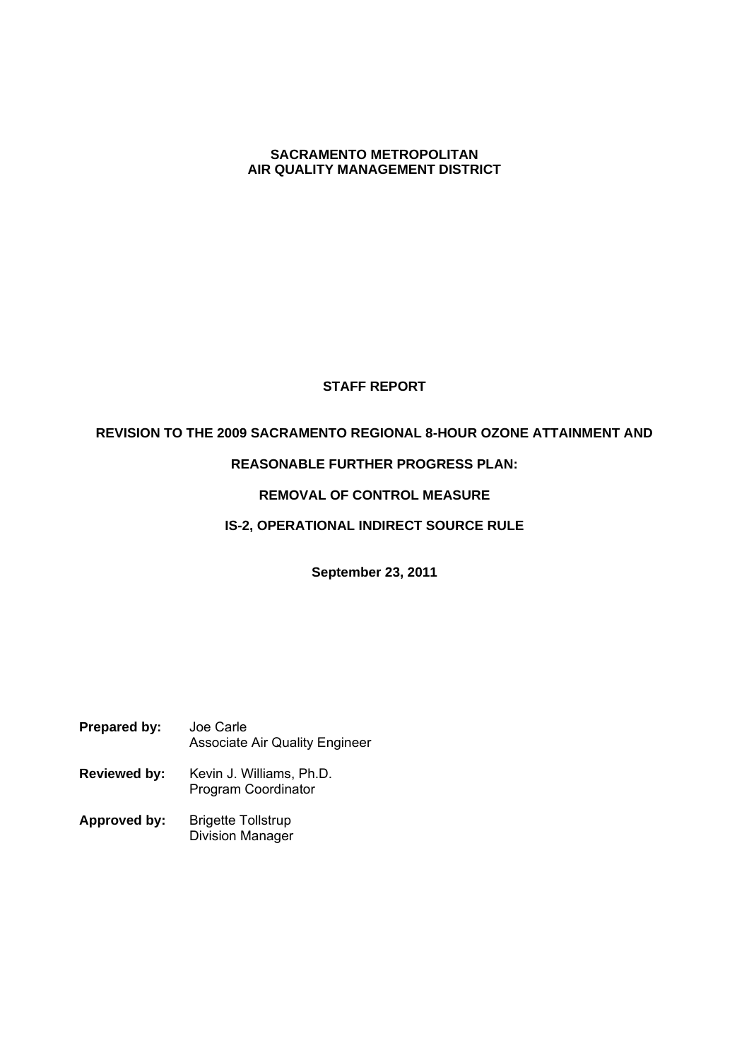**SACRAMENTO METROPOLITAN**
**AIR QUALITY MANAGEMENT DISTRICT**

# STAFF REPORT

## REVISION TO THE 2009 SACRAMENTO REGIONAL 8-HOUR OZONE ATTAINMENT AND REASONABLE FURTHER PROGRESS PLAN:

## REMOVAL OF CONTROL MEASURE

## IS-2, OPERATIONAL INDIRECT SOURCE RULE

**September 23, 2011**

**Prepared by:** Joe Carle
Associate Air Quality Engineer

**Reviewed by:** Kevin J. Williams, Ph.D.
Program Coordinator

**Approved by:** Brigette Tollstrup
Division Manager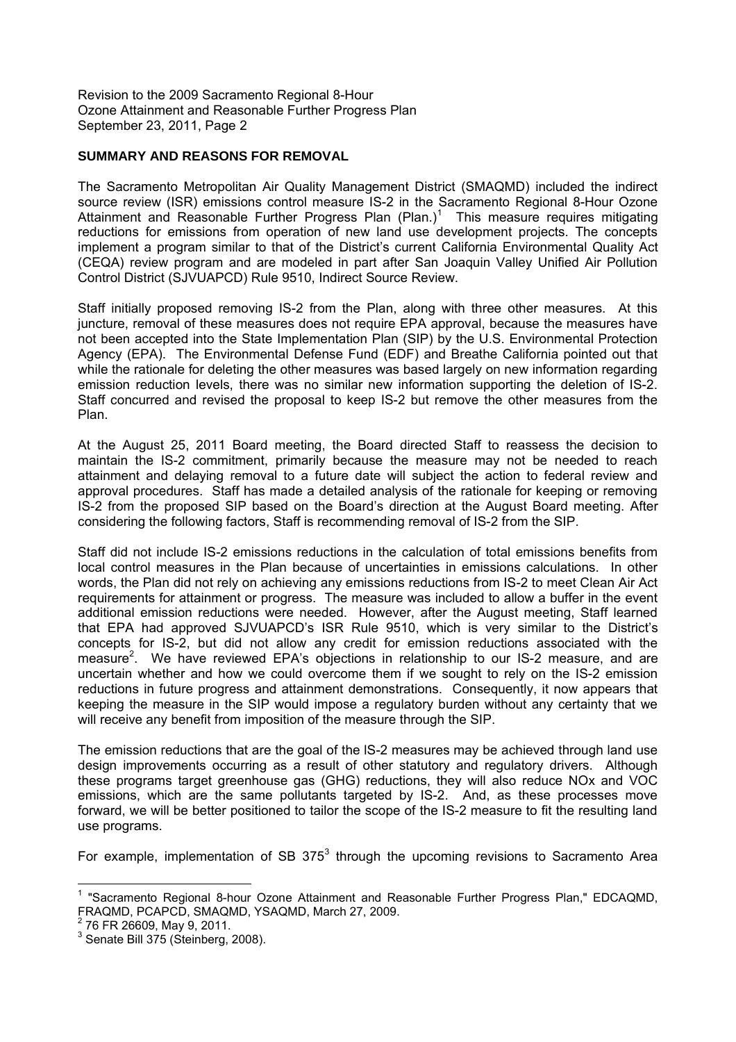## SUMMARY AND REASONS FOR REMOVAL

The Sacramento Metropolitan Air Quality Management District (SMAQMD) included the indirect source review (ISR) emissions control measure IS-2 in the Sacramento Regional 8-Hour Ozone Attainment and Reasonable Further Progress Plan (Plan.)[1] This measure requires mitigating reductions for emissions from operation of new land use development projects. The concepts implement a program similar to that of the District's current California Environmental Quality Act (CEQA) review program and are modeled in part after San Joaquin Valley Unified Air Pollution Control District (SJVUAPCD) Rule 9510, Indirect Source Review.

Staff initially proposed removing IS-2 from the Plan, along with three other measures. At this juncture, removal of these measures does not require EPA approval, because the measures have not been accepted into the State Implementation Plan (SIP) by the U.S. Environmental Protection Agency (EPA). The Environmental Defense Fund (EDF) and Breathe California pointed out that while the rationale for deleting the other measures was based largely on new information regarding emission reduction levels, there was no similar new information supporting the deletion of IS-2. Staff concurred and revised the proposal to keep IS-2 but remove the other measures from the Plan.

At the August 25, 2011 Board meeting, the Board directed Staff to reassess the decision to maintain the IS-2 commitment, primarily because the measure may not be needed to reach attainment and delaying removal to a future date will subject the action to federal review and approval procedures. Staff has made a detailed analysis of the rationale for keeping or removing IS-2 from the proposed SIP based on the Board's direction at the August Board meeting. After considering the following factors, Staff is recommending removal of IS-2 from the SIP.

Staff did not include IS-2 emissions reductions in the calculation of total emissions benefits from local control measures in the Plan because of uncertainties in emissions calculations. In other words, the Plan did not rely on achieving any emissions reductions from IS-2 to meet Clean Air Act requirements for attainment or progress. The measure was included to allow a buffer in the event additional emission reductions were needed. However, after the August meeting, Staff learned that EPA had approved SJVUAPCD's ISR Rule 9510, which is very similar to the District's concepts for IS-2, but did not allow any credit for emission reductions associated with the measure[2]. We have reviewed EPA's objections in relationship to our IS-2 measure, and are uncertain whether and how we could overcome them if we sought to rely on the IS-2 emission reductions in future progress and attainment demonstrations. Consequently, it now appears that keeping the measure in the SIP would impose a regulatory burden without any certainty that we will receive any benefit from imposition of the measure through the SIP.

The emission reductions that are the goal of the IS-2 measures may be achieved through land use design improvements occurring as a result of other statutory and regulatory drivers. Although these programs target greenhouse gas (GHG) reductions, they will also reduce NOx and VOC emissions, which are the same pollutants targeted by IS-2. And, as these processes move forward, we will be better positioned to tailor the scope of the IS-2 measure to fit the resulting land use programs.

For example, implementation of SB 375[3] through the upcoming revisions to Sacramento Area

---

[1] "Sacramento Regional 8-hour Ozone Attainment and Reasonable Further Progress Plan," EDCAQMD, FRAQMD, PCAPCD, SMAQMD, YSAQMD, March 27, 2009.

[2] 76 FR 26609, May 9, 2011.

[3] Senate Bill 375 (Steinberg, 2008).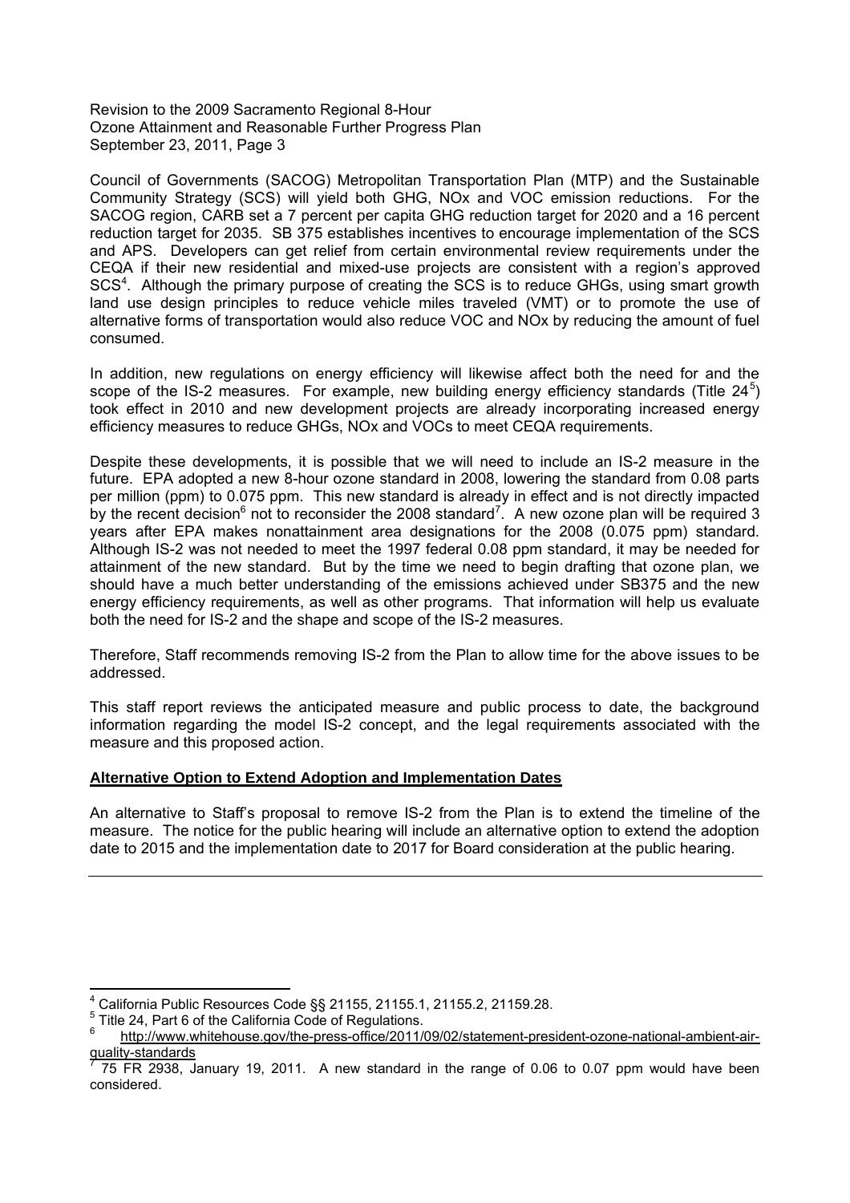Council of Governments (SACOG) Metropolitan Transportation Plan (MTP) and the Sustainable Community Strategy (SCS) will yield both GHG, NOx and VOC emission reductions. For the SACOG region, CARB set a 7 percent per capita GHG reduction target for 2020 and a 16 percent reduction target for 2035. SB 375 establishes incentives to encourage implementation of the SCS and APS. Developers can get relief from certain environmental review requirements under the CEQA if their new residential and mixed-use projects are consistent with a region's approved SCS[4]. Although the primary purpose of creating the SCS is to reduce GHGs, using smart growth land use design principles to reduce vehicle miles traveled (VMT) or to promote the use of alternative forms of transportation would also reduce VOC and NOx by reducing the amount of fuel consumed.

In addition, new regulations on energy efficiency will likewise affect both the need for and the scope of the IS-2 measures. For example, new building energy efficiency standards (Title 24[5]) took effect in 2010 and new development projects are already incorporating increased energy efficiency measures to reduce GHGs, NOx and VOCs to meet CEQA requirements.

Despite these developments, it is possible that we will need to include an IS-2 measure in the future. EPA adopted a new 8-hour ozone standard in 2008, lowering the standard from 0.08 parts per million (ppm) to 0.075 ppm. This new standard is already in effect and is not directly impacted by the recent decision[6] not to reconsider the 2008 standard[7]. A new ozone plan will be required 3 years after EPA makes nonattainment area designations for the 2008 (0.075 ppm) standard. Although IS-2 was not needed to meet the 1997 federal 0.08 ppm standard, it may be needed for attainment of the new standard. But by the time we need to begin drafting that ozone plan, we should have a much better understanding of the emissions achieved under SB375 and the new energy efficiency requirements, as well as other programs. That information will help us evaluate both the need for IS-2 and the shape and scope of the IS-2 measures.

Therefore, Staff recommends removing IS-2 from the Plan to allow time for the above issues to be addressed.

This staff report reviews the anticipated measure and public process to date, the background information regarding the model IS-2 concept, and the legal requirements associated with the measure and this proposed action.

**Alternative Option to Extend Adoption and Implementation Dates**

An alternative to Staff's proposal to remove IS-2 from the Plan is to extend the timeline of the measure. The notice for the public hearing will include an alternative option to extend the adoption date to 2015 and the implementation date to 2017 for Board consideration at the public hearing.

---

[4] California Public Resources Code §§ 21155, 21155.1, 21155.2, 21159.28.

[5] Title 24, Part 6 of the California Code of Regulations.

[6] http://www.whitehouse.gov/the-press-office/2011/09/02/statement-president-ozone-national-ambient-air-quality-standards

[7] 75 FR 2938, January 19, 2011. A new standard in the range of 0.06 to 0.07 ppm would have been considered.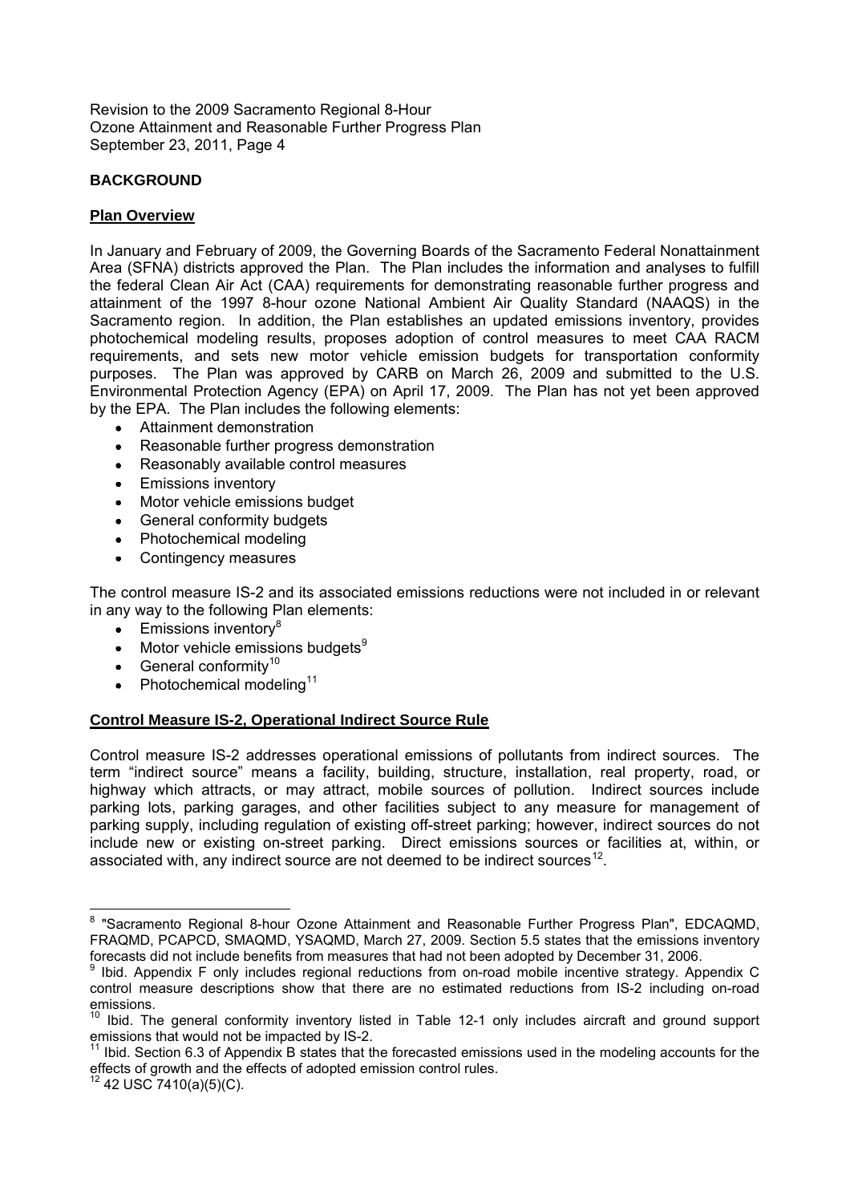## BACKGROUND

### Plan Overview

In January and February of 2009, the Governing Boards of the Sacramento Federal Nonattainment Area (SFNA) districts approved the Plan. The Plan includes the information and analyses to fulfill the federal Clean Air Act (CAA) requirements for demonstrating reasonable further progress and attainment of the 1997 8-hour ozone National Ambient Air Quality Standard (NAAQS) in the Sacramento region. In addition, the Plan establishes an updated emissions inventory, provides photochemical modeling results, proposes adoption of control measures to meet CAA RACM requirements, and sets new motor vehicle emission budgets for transportation conformity purposes. The Plan was approved by CARB on March 26, 2009 and submitted to the U.S. Environmental Protection Agency (EPA) on April 17, 2009. The Plan has not yet been approved by the EPA. The Plan includes the following elements:

- Attainment demonstration
- Reasonable further progress demonstration
- Reasonably available control measures
- Emissions inventory
- Motor vehicle emissions budget
- General conformity budgets
- Photochemical modeling
- Contingency measures

The control measure IS-2 and its associated emissions reductions were not included in or relevant in any way to the following Plan elements:

- Emissions inventory[8]
- Motor vehicle emissions budgets[9]
- General conformity[10]
- Photochemical modeling[11]

### Control Measure IS-2, Operational Indirect Source Rule

Control measure IS-2 addresses operational emissions of pollutants from indirect sources. The term "indirect source" means a facility, building, structure, installation, real property, road, or highway which attracts, or may attract, mobile sources of pollution. Indirect sources include parking lots, parking garages, and other facilities subject to any measure for management of parking supply, including regulation of existing off-street parking; however, indirect sources do not include new or existing on-street parking. Direct emissions sources or facilities at, within, or associated with, any indirect source are not deemed to be indirect sources[12].

---

[8] "Sacramento Regional 8-hour Ozone Attainment and Reasonable Further Progress Plan", EDCAQMD, FRAQMD, PCAPCD, SMAQMD, YSAQMD, March 27, 2009. Section 5.5 states that the emissions inventory forecasts did not include benefits from measures that had not been adopted by December 31, 2006.

[9] Ibid. Appendix F only includes regional reductions from on-road mobile incentive strategy. Appendix C control measure descriptions show that there are no estimated reductions from IS-2 including on-road emissions.

[10] Ibid. The general conformity inventory listed in Table 12-1 only includes aircraft and ground support emissions that would not be impacted by IS-2.

[11] Ibid. Section 6.3 of Appendix B states that the forecasted emissions used in the modeling accounts for the effects of growth and the effects of adopted emission control rules.

[12] 42 USC 7410(a)(5)(C).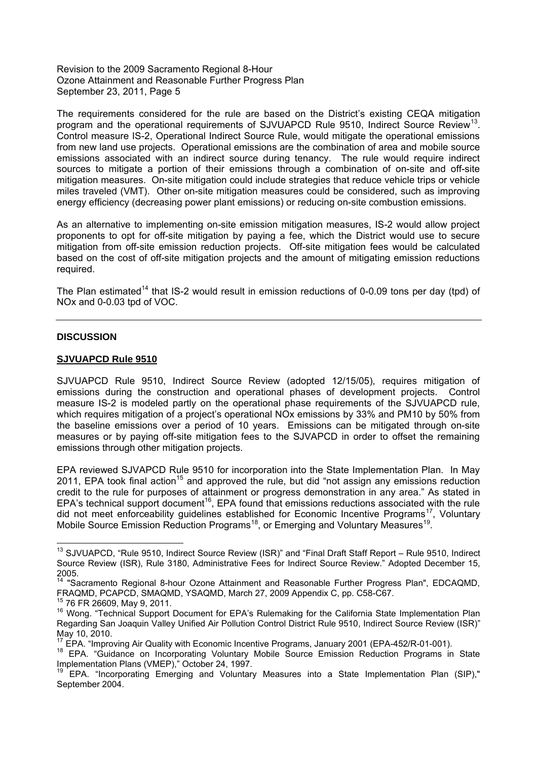The requirements considered for the rule are based on the District's existing CEQA mitigation program and the operational requirements of SJVUAPCD Rule 9510, Indirect Source Review[13]. Control measure IS-2, Operational Indirect Source Rule, would mitigate the operational emissions from new land use projects. Operational emissions are the combination of area and mobile source emissions associated with an indirect source during tenancy. The rule would require indirect sources to mitigate a portion of their emissions through a combination of on-site and off-site mitigation measures. On-site mitigation could include strategies that reduce vehicle trips or vehicle miles traveled (VMT). Other on-site mitigation measures could be considered, such as improving energy efficiency (decreasing power plant emissions) or reducing on-site combustion emissions.

As an alternative to implementing on-site emission mitigation measures, IS-2 would allow project proponents to opt for off-site mitigation by paying a fee, which the District would use to secure mitigation from off-site emission reduction projects. Off-site mitigation fees would be calculated based on the cost of off-site mitigation projects and the amount of mitigating emission reductions required.

The Plan estimated[14] that IS-2 would result in emission reductions of 0-0.09 tons per day (tpd) of NOx and 0-0.03 tpd of VOC.

---

## DISCUSSION

### SJVUAPCD Rule 9510

SJVUAPCD Rule 9510, Indirect Source Review (adopted 12/15/05), requires mitigation of emissions during the construction and operational phases of development projects. Control measure IS-2 is modeled partly on the operational phase requirements of the SJVUAPCD rule, which requires mitigation of a project's operational NOx emissions by 33% and PM10 by 50% from the baseline emissions over a period of 10 years. Emissions can be mitigated through on-site measures or by paying off-site mitigation fees to the SJVAPCD in order to offset the remaining emissions through other mitigation projects.

EPA reviewed SJVAPCD Rule 9510 for incorporation into the State Implementation Plan. In May 2011, EPA took final action[15] and approved the rule, but did "not assign any emissions reduction credit to the rule for purposes of attainment or progress demonstration in any area." As stated in EPA's technical support document[16], EPA found that emissions reductions associated with the rule did not meet enforceability guidelines established for Economic Incentive Programs[17], Voluntary Mobile Source Emission Reduction Programs[18], or Emerging and Voluntary Measures[19].

---

[13] SJVUAPCD, "Rule 9510, Indirect Source Review (ISR)" and "Final Draft Staff Report – Rule 9510, Indirect Source Review (ISR), Rule 3180, Administrative Fees for Indirect Source Review." Adopted December 15, 2005.

[14] "Sacramento Regional 8-hour Ozone Attainment and Reasonable Further Progress Plan", EDCAQMD, FRAQMD, PCAPCD, SMAQMD, YSAQMD, March 27, 2009 Appendix C, pp. C58-C67.

[15] 76 FR 26609, May 9, 2011.

[16] Wong. "Technical Support Document for EPA's Rulemaking for the California State Implementation Plan Regarding San Joaquin Valley Unified Air Pollution Control District Rule 9510, Indirect Source Review (ISR)" May 10, 2010.

[17] EPA. "Improving Air Quality with Economic Incentive Programs, January 2001 (EPA-452/R-01-001).

[18] EPA. "Guidance on Incorporating Voluntary Mobile Source Emission Reduction Programs in State Implementation Plans (VMEP)," October 24, 1997.

[19] EPA. "Incorporating Emerging and Voluntary Measures into a State Implementation Plan (SIP)," September 2004.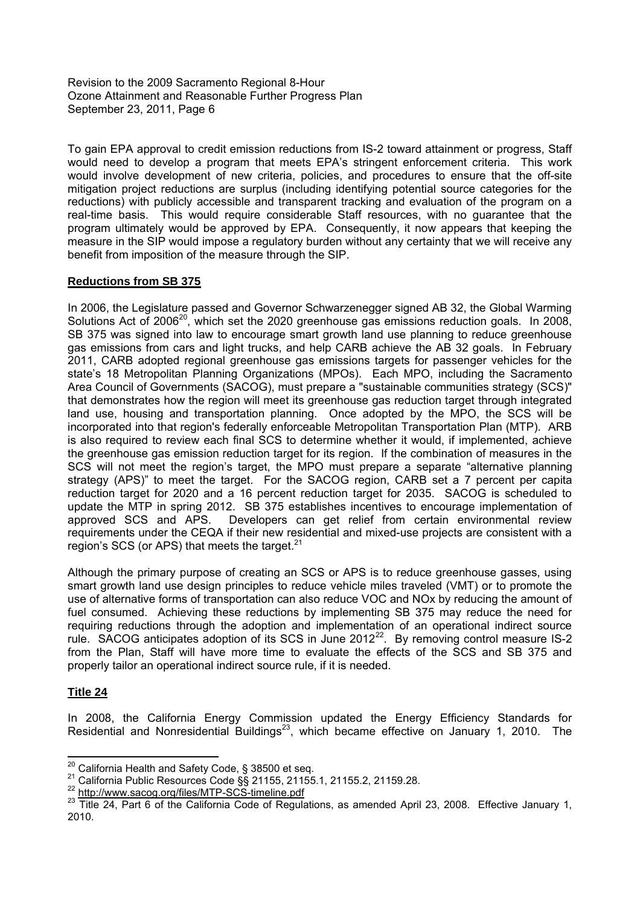To gain EPA approval to credit emission reductions from IS-2 toward attainment or progress, Staff would need to develop a program that meets EPA's stringent enforcement criteria. This work would involve development of new criteria, policies, and procedures to ensure that the off-site mitigation project reductions are surplus (including identifying potential source categories for the reductions) with publicly accessible and transparent tracking and evaluation of the program on a real-time basis. This would require considerable Staff resources, with no guarantee that the program ultimately would be approved by EPA. Consequently, it now appears that keeping the measure in the SIP would impose a regulatory burden without any certainty that we will receive any benefit from imposition of the measure through the SIP.

**Reductions from SB 375**

In 2006, the Legislature passed and Governor Schwarzenegger signed AB 32, the Global Warming Solutions Act of 2006[20], which set the 2020 greenhouse gas emissions reduction goals. In 2008, SB 375 was signed into law to encourage smart growth land use planning to reduce greenhouse gas emissions from cars and light trucks, and help CARB achieve the AB 32 goals. In February 2011, CARB adopted regional greenhouse gas emissions targets for passenger vehicles for the state's 18 Metropolitan Planning Organizations (MPOs). Each MPO, including the Sacramento Area Council of Governments (SACOG), must prepare a "sustainable communities strategy (SCS)" that demonstrates how the region will meet its greenhouse gas reduction target through integrated land use, housing and transportation planning. Once adopted by the MPO, the SCS will be incorporated into that region's federally enforceable Metropolitan Transportation Plan (MTP). ARB is also required to review each final SCS to determine whether it would, if implemented, achieve the greenhouse gas emission reduction target for its region. If the combination of measures in the SCS will not meet the region's target, the MPO must prepare a separate "alternative planning strategy (APS)" to meet the target. For the SACOG region, CARB set a 7 percent per capita reduction target for 2020 and a 16 percent reduction target for 2035. SACOG is scheduled to update the MTP in spring 2012. SB 375 establishes incentives to encourage implementation of approved SCS and APS. Developers can get relief from certain environmental review requirements under the CEQA if their new residential and mixed-use projects are consistent with a region's SCS (or APS) that meets the target.[21]

Although the primary purpose of creating an SCS or APS is to reduce greenhouse gasses, using smart growth land use design principles to reduce vehicle miles traveled (VMT) or to promote the use of alternative forms of transportation can also reduce VOC and NOx by reducing the amount of fuel consumed. Achieving these reductions by implementing SB 375 may reduce the need for requiring reductions through the adoption and implementation of an operational indirect source rule. SACOG anticipates adoption of its SCS in June 2012[22]. By removing control measure IS-2 from the Plan, Staff will have more time to evaluate the effects of the SCS and SB 375 and properly tailor an operational indirect source rule, if it is needed.

**Title 24**

In 2008, the California Energy Commission updated the Energy Efficiency Standards for Residential and Nonresidential Buildings[23], which became effective on January 1, 2010. The

---

[20] California Health and Safety Code, § 38500 et seq.

[21] California Public Resources Code §§ 21155, 21155.1, 21155.2, 21159.28.

[22] http://www.sacog.org/files/MTP-SCS-timeline.pdf

[23] Title 24, Part 6 of the California Code of Regulations, as amended April 23, 2008. Effective January 1, 2010.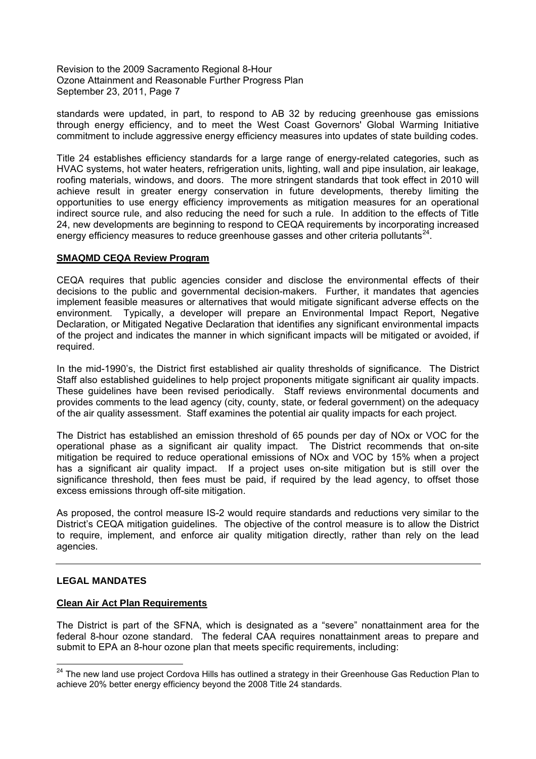standards were updated, in part, to respond to AB 32 by reducing greenhouse gas emissions through energy efficiency, and to meet the West Coast Governors' Global Warming Initiative commitment to include aggressive energy efficiency measures into updates of state building codes.

Title 24 establishes efficiency standards for a large range of energy-related categories, such as HVAC systems, hot water heaters, refrigeration units, lighting, wall and pipe insulation, air leakage, roofing materials, windows, and doors. The more stringent standards that took effect in 2010 will achieve result in greater energy conservation in future developments, thereby limiting the opportunities to use energy efficiency improvements as mitigation measures for an operational indirect source rule, and also reducing the need for such a rule. In addition to the effects of Title 24, new developments are beginning to respond to CEQA requirements by incorporating increased energy efficiency measures to reduce greenhouse gasses and other criteria pollutants[24].

**SMAQMD CEQA Review Program**

CEQA requires that public agencies consider and disclose the environmental effects of their decisions to the public and governmental decision-makers. Further, it mandates that agencies implement feasible measures or alternatives that would mitigate significant adverse effects on the environment. Typically, a developer will prepare an Environmental Impact Report, Negative Declaration, or Mitigated Negative Declaration that identifies any significant environmental impacts of the project and indicates the manner in which significant impacts will be mitigated or avoided, if required.

In the mid-1990's, the District first established air quality thresholds of significance. The District Staff also established guidelines to help project proponents mitigate significant air quality impacts. These guidelines have been revised periodically. Staff reviews environmental documents and provides comments to the lead agency (city, county, state, or federal government) on the adequacy of the air quality assessment. Staff examines the potential air quality impacts for each project.

The District has established an emission threshold of 65 pounds per day of NOx or VOC for the operational phase as a significant air quality impact. The District recommends that on-site mitigation be required to reduce operational emissions of NOx and VOC by 15% when a project has a significant air quality impact. If a project uses on-site mitigation but is still over the significance threshold, then fees must be paid, if required by the lead agency, to offset those excess emissions through off-site mitigation.

As proposed, the control measure IS-2 would require standards and reductions very similar to the District's CEQA mitigation guidelines. The objective of the control measure is to allow the District to require, implement, and enforce air quality mitigation directly, rather than rely on the lead agencies.

---

## LEGAL MANDATES

**Clean Air Act Plan Requirements**

The District is part of the SFNA, which is designated as a "severe" nonattainment area for the federal 8-hour ozone standard. The federal CAA requires nonattainment areas to prepare and submit to EPA an 8-hour ozone plan that meets specific requirements, including:

---

[24] The new land use project Cordova Hills has outlined a strategy in their Greenhouse Gas Reduction Plan to achieve 20% better energy efficiency beyond the 2008 Title 24 standards.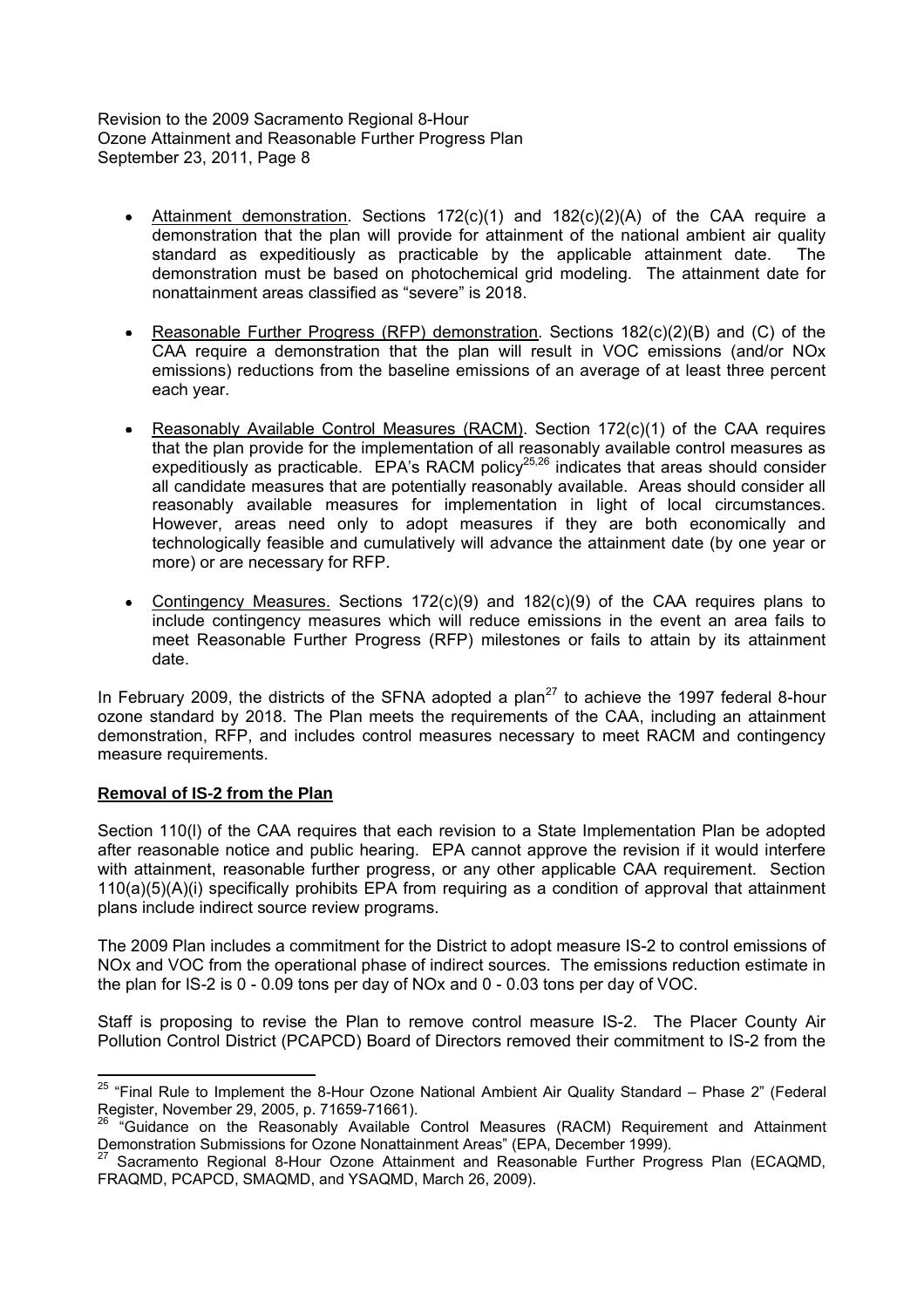- Attainment demonstration. Sections 172(c)(1) and 182(c)(2)(A) of the CAA require a demonstration that the plan will provide for attainment of the national ambient air quality standard as expeditiously as practicable by the applicable attainment date. The demonstration must be based on photochemical grid modeling. The attainment date for nonattainment areas classified as "severe" is 2018.

- Reasonable Further Progress (RFP) demonstration. Sections 182(c)(2)(B) and (C) of the CAA require a demonstration that the plan will result in VOC emissions (and/or NOx emissions) reductions from the baseline emissions of an average of at least three percent each year.

- Reasonably Available Control Measures (RACM). Section 172(c)(1) of the CAA requires that the plan provide for the implementation of all reasonably available control measures as expeditiously as practicable. EPA's RACM policy[25,26] indicates that areas should consider all candidate measures that are potentially reasonably available. Areas should consider all reasonably available measures for implementation in light of local circumstances. However, areas need only to adopt measures if they are both economically and technologically feasible and cumulatively will advance the attainment date (by one year or more) or are necessary for RFP.

- Contingency Measures. Sections 172(c)(9) and 182(c)(9) of the CAA requires plans to include contingency measures which will reduce emissions in the event an area fails to meet Reasonable Further Progress (RFP) milestones or fails to attain by its attainment date.

In February 2009, the districts of the SFNA adopted a plan[27] to achieve the 1997 federal 8-hour ozone standard by 2018. The Plan meets the requirements of the CAA, including an attainment demonstration, RFP, and includes control measures necessary to meet RACM and contingency measure requirements.

**Removal of IS-2 from the Plan**

Section 110(l) of the CAA requires that each revision to a State Implementation Plan be adopted after reasonable notice and public hearing. EPA cannot approve the revision if it would interfere with attainment, reasonable further progress, or any other applicable CAA requirement. Section 110(a)(5)(A)(i) specifically prohibits EPA from requiring as a condition of approval that attainment plans include indirect source review programs.

The 2009 Plan includes a commitment for the District to adopt measure IS-2 to control emissions of NOx and VOC from the operational phase of indirect sources. The emissions reduction estimate in the plan for IS-2 is 0 - 0.09 tons per day of NOx and 0 - 0.03 tons per day of VOC.

Staff is proposing to revise the Plan to remove control measure IS-2. The Placer County Air Pollution Control District (PCAPCD) Board of Directors removed their commitment to IS-2 from the

---

[25] "Final Rule to Implement the 8-Hour Ozone National Ambient Air Quality Standard – Phase 2" (Federal Register, November 29, 2005, p. 71659-71661).

[26] "Guidance on the Reasonably Available Control Measures (RACM) Requirement and Attainment Demonstration Submissions for Ozone Nonattainment Areas" (EPA, December 1999).

[27] Sacramento Regional 8-Hour Ozone Attainment and Reasonable Further Progress Plan (ECAQMD, FRAQMD, PCAPCD, SMAQMD, and YSAQMD, March 26, 2009).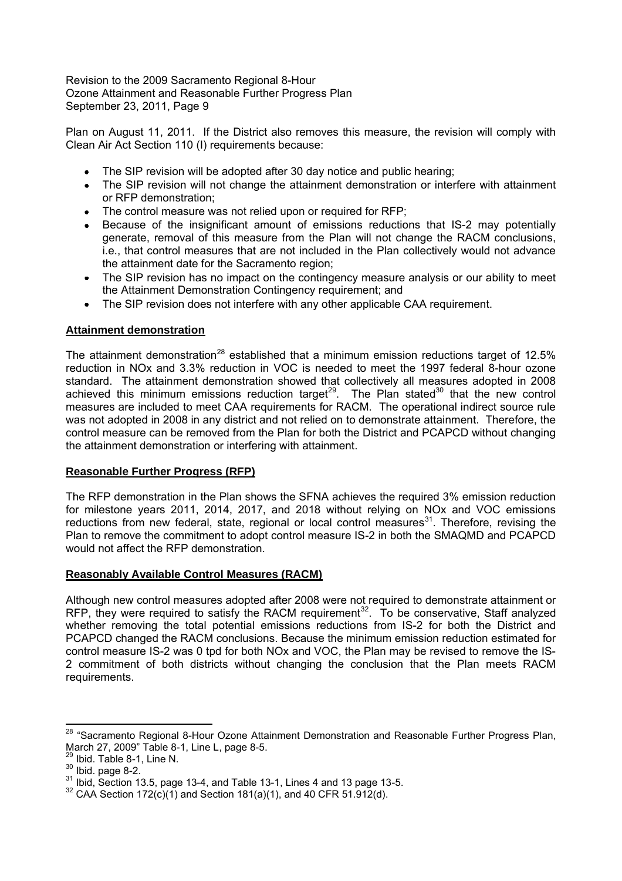Plan on August 11, 2011. If the District also removes this measure, the revision will comply with Clean Air Act Section 110 (I) requirements because:

- The SIP revision will be adopted after 30 day notice and public hearing;
- The SIP revision will not change the attainment demonstration or interfere with attainment or RFP demonstration;
- The control measure was not relied upon or required for RFP;
- Because of the insignificant amount of emissions reductions that IS-2 may potentially generate, removal of this measure from the Plan will not change the RACM conclusions, i.e., that control measures that are not included in the Plan collectively would not advance the attainment date for the Sacramento region;
- The SIP revision has no impact on the contingency measure analysis or our ability to meet the Attainment Demonstration Contingency requirement; and
- The SIP revision does not interfere with any other applicable CAA requirement.

**Attainment demonstration**

The attainment demonstration[28] established that a minimum emission reductions target of 12.5% reduction in NOx and 3.3% reduction in VOC is needed to meet the 1997 federal 8-hour ozone standard. The attainment demonstration showed that collectively all measures adopted in 2008 achieved this minimum emissions reduction target[29]. The Plan stated[30] that the new control measures are included to meet CAA requirements for RACM. The operational indirect source rule was not adopted in 2008 in any district and not relied on to demonstrate attainment. Therefore, the control measure can be removed from the Plan for both the District and PCAPCD without changing the attainment demonstration or interfering with attainment.

**Reasonable Further Progress (RFP)**

The RFP demonstration in the Plan shows the SFNA achieves the required 3% emission reduction for milestone years 2011, 2014, 2017, and 2018 without relying on NOx and VOC emissions reductions from new federal, state, regional or local control measures[31]. Therefore, revising the Plan to remove the commitment to adopt control measure IS-2 in both the SMAQMD and PCAPCD would not affect the RFP demonstration.

**Reasonably Available Control Measures (RACM)**

Although new control measures adopted after 2008 were not required to demonstrate attainment or RFP, they were required to satisfy the RACM requirement[32]. To be conservative, Staff analyzed whether removing the total potential emissions reductions from IS-2 for both the District and PCAPCD changed the RACM conclusions. Because the minimum emission reduction estimated for control measure IS-2 was 0 tpd for both NOx and VOC, the Plan may be revised to remove the IS-2 commitment of both districts without changing the conclusion that the Plan meets RACM requirements.

---

[28] "Sacramento Regional 8-Hour Ozone Attainment Demonstration and Reasonable Further Progress Plan, March 27, 2009" Table 8-1, Line L, page 8-5.

[29] Ibid. Table 8-1, Line N.

[30] Ibid. page 8-2.

[31] Ibid, Section 13.5, page 13-4, and Table 13-1, Lines 4 and 13 page 13-5.

[32] CAA Section 172(c)(1) and Section 181(a)(1), and 40 CFR 51.912(d).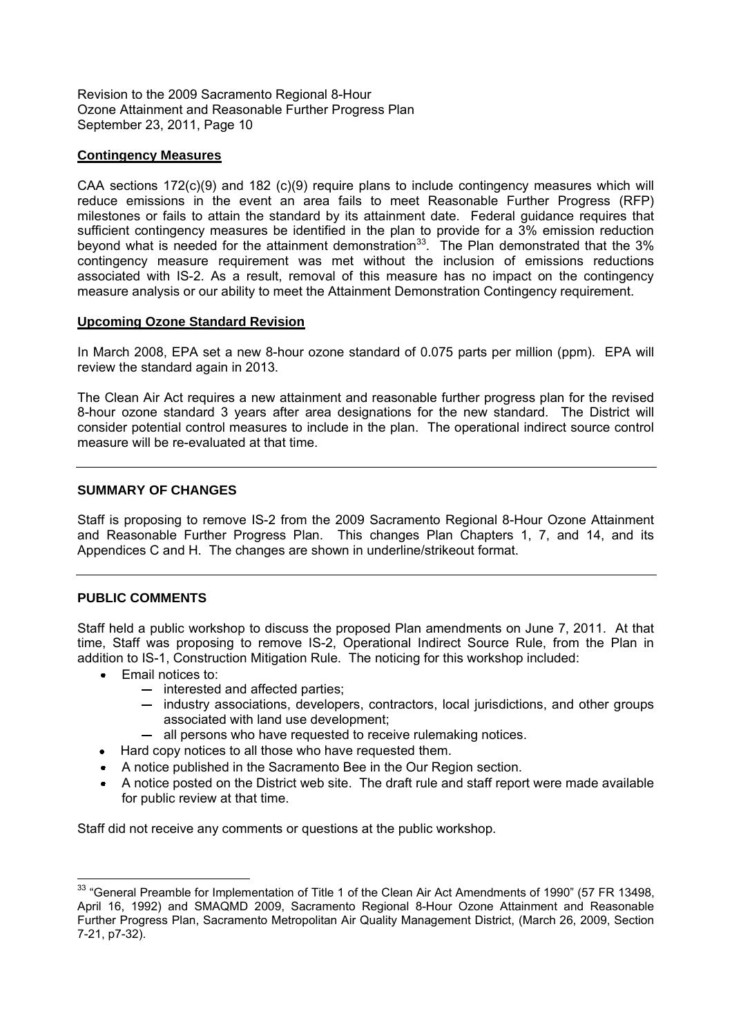## Contingency Measures

CAA sections 172(c)(9) and 182 (c)(9) require plans to include contingency measures which will reduce emissions in the event an area fails to meet Reasonable Further Progress (RFP) milestones or fails to attain the standard by its attainment date. Federal guidance requires that sufficient contingency measures be identified in the plan to provide for a 3% emission reduction beyond what is needed for the attainment demonstration[33]. The Plan demonstrated that the 3% contingency measure requirement was met without the inclusion of emissions reductions associated with IS-2. As a result, removal of this measure has no impact on the contingency measure analysis or our ability to meet the Attainment Demonstration Contingency requirement.

## Upcoming Ozone Standard Revision

In March 2008, EPA set a new 8-hour ozone standard of 0.075 parts per million (ppm). EPA will review the standard again in 2013.

The Clean Air Act requires a new attainment and reasonable further progress plan for the revised 8-hour ozone standard 3 years after area designations for the new standard. The District will consider potential control measures to include in the plan. The operational indirect source control measure will be re-evaluated at that time.

---

## SUMMARY OF CHANGES

Staff is proposing to remove IS-2 from the 2009 Sacramento Regional 8-Hour Ozone Attainment and Reasonable Further Progress Plan. This changes Plan Chapters 1, 7, and 14, and its Appendices C and H. The changes are shown in underline/strikeout format.

---

## PUBLIC COMMENTS

Staff held a public workshop to discuss the proposed Plan amendments on June 7, 2011. At that time, Staff was proposing to remove IS-2, Operational Indirect Source Rule, from the Plan in addition to IS-1, Construction Mitigation Rule. The noticing for this workshop included:

- Email notices to:
  - interested and affected parties;
  - industry associations, developers, contractors, local jurisdictions, and other groups associated with land use development;
  - all persons who have requested to receive rulemaking notices.
- Hard copy notices to all those who have requested them.
- A notice published in the Sacramento Bee in the Our Region section.
- A notice posted on the District web site. The draft rule and staff report were made available for public review at that time.

Staff did not receive any comments or questions at the public workshop.

---

[33] "General Preamble for Implementation of Title 1 of the Clean Air Act Amendments of 1990" (57 FR 13498, April 16, 1992) and SMAQMD 2009, Sacramento Regional 8-Hour Ozone Attainment and Reasonable Further Progress Plan, Sacramento Metropolitan Air Quality Management District, (March 26, 2009, Section 7-21, p7-32).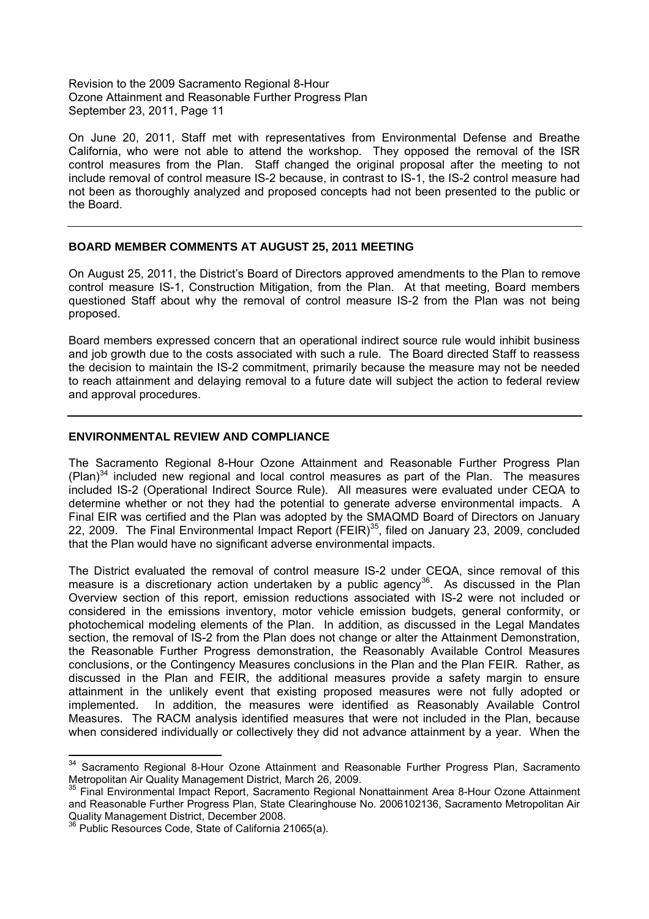On June 20, 2011, Staff met with representatives from Environmental Defense and Breathe California, who were not able to attend the workshop. They opposed the removal of the ISR control measures from the Plan. Staff changed the original proposal after the meeting to not include removal of control measure IS-2 because, in contrast to IS-1, the IS-2 control measure had not been as thoroughly analyzed and proposed concepts had not been presented to the public or the Board.

---

## BOARD MEMBER COMMENTS AT AUGUST 25, 2011 MEETING

On August 25, 2011, the District's Board of Directors approved amendments to the Plan to remove control measure IS-1, Construction Mitigation, from the Plan. At that meeting, Board members questioned Staff about why the removal of control measure IS-2 from the Plan was not being proposed.

Board members expressed concern that an operational indirect source rule would inhibit business and job growth due to the costs associated with such a rule. The Board directed Staff to reassess the decision to maintain the IS-2 commitment, primarily because the measure may not be needed to reach attainment and delaying removal to a future date will subject the action to federal review and approval procedures.

---

## ENVIRONMENTAL REVIEW AND COMPLIANCE

The Sacramento Regional 8-Hour Ozone Attainment and Reasonable Further Progress Plan (Plan)[34] included new regional and local control measures as part of the Plan. The measures included IS-2 (Operational Indirect Source Rule). All measures were evaluated under CEQA to determine whether or not they had the potential to generate adverse environmental impacts. A Final EIR was certified and the Plan was adopted by the SMAQMD Board of Directors on January 22, 2009. The Final Environmental Impact Report (FEIR)[35], filed on January 23, 2009, concluded that the Plan would have no significant adverse environmental impacts.

The District evaluated the removal of control measure IS-2 under CEQA, since removal of this measure is a discretionary action undertaken by a public agency[36]. As discussed in the Plan Overview section of this report, emission reductions associated with IS-2 were not included or considered in the emissions inventory, motor vehicle emission budgets, general conformity, or photochemical modeling elements of the Plan. In addition, as discussed in the Legal Mandates section, the removal of IS-2 from the Plan does not change or alter the Attainment Demonstration, the Reasonable Further Progress demonstration, the Reasonably Available Control Measures conclusions, or the Contingency Measures conclusions in the Plan and the Plan FEIR. Rather, as discussed in the Plan and FEIR, the additional measures provide a safety margin to ensure attainment in the unlikely event that existing proposed measures were not fully adopted or implemented. In addition, the measures were identified as Reasonably Available Control Measures. The RACM analysis identified measures that were not included in the Plan, because when considered individually or collectively they did not advance attainment by a year. When the

---

[34] Sacramento Regional 8-Hour Ozone Attainment and Reasonable Further Progress Plan, Sacramento Metropolitan Air Quality Management District, March 26, 2009.

[35] Final Environmental Impact Report, Sacramento Regional Nonattainment Area 8-Hour Ozone Attainment and Reasonable Further Progress Plan, State Clearinghouse No. 2006102136, Sacramento Metropolitan Air Quality Management District, December 2008.

[36] Public Resources Code, State of California 21065(a).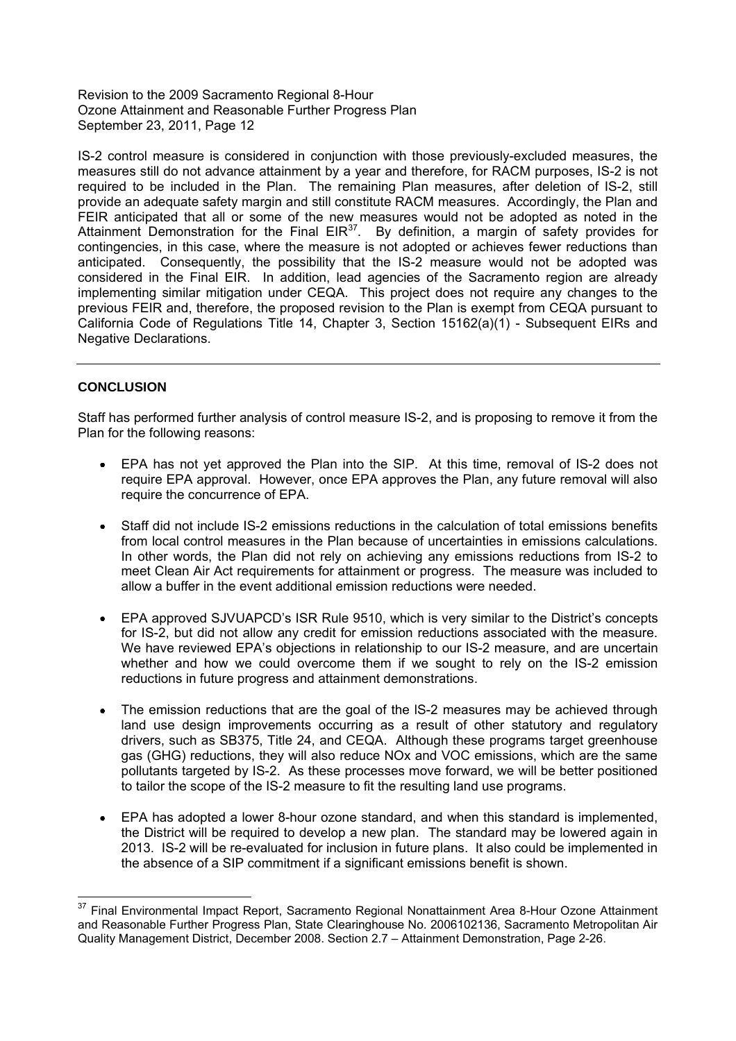IS-2 control measure is considered in conjunction with those previously-excluded measures, the measures still do not advance attainment by a year and therefore, for RACM purposes, IS-2 is not required to be included in the Plan. The remaining Plan measures, after deletion of IS-2, still provide an adequate safety margin and still constitute RACM measures. Accordingly, the Plan and FEIR anticipated that all or some of the new measures would not be adopted as noted in the Attainment Demonstration for the Final EIR[37]. By definition, a margin of safety provides for contingencies, in this case, where the measure is not adopted or achieves fewer reductions than anticipated. Consequently, the possibility that the IS-2 measure would not be adopted was considered in the Final EIR. In addition, lead agencies of the Sacramento region are already implementing similar mitigation under CEQA. This project does not require any changes to the previous FEIR and, therefore, the proposed revision to the Plan is exempt from CEQA pursuant to California Code of Regulations Title 14, Chapter 3, Section 15162(a)(1) - Subsequent EIRs and Negative Declarations.

---

**CONCLUSION**

Staff has performed further analysis of control measure IS-2, and is proposing to remove it from the Plan for the following reasons:

- EPA has not yet approved the Plan into the SIP. At this time, removal of IS-2 does not require EPA approval. However, once EPA approves the Plan, any future removal will also require the concurrence of EPA.

- Staff did not include IS-2 emissions reductions in the calculation of total emissions benefits from local control measures in the Plan because of uncertainties in emissions calculations. In other words, the Plan did not rely on achieving any emissions reductions from IS-2 to meet Clean Air Act requirements for attainment or progress. The measure was included to allow a buffer in the event additional emission reductions were needed.

- EPA approved SJVUAPCD's ISR Rule 9510, which is very similar to the District's concepts for IS-2, but did not allow any credit for emission reductions associated with the measure. We have reviewed EPA's objections in relationship to our IS-2 measure, and are uncertain whether and how we could overcome them if we sought to rely on the IS-2 emission reductions in future progress and attainment demonstrations.

- The emission reductions that are the goal of the IS-2 measures may be achieved through land use design improvements occurring as a result of other statutory and regulatory drivers, such as SB375, Title 24, and CEQA. Although these programs target greenhouse gas (GHG) reductions, they will also reduce NOx and VOC emissions, which are the same pollutants targeted by IS-2. As these processes move forward, we will be better positioned to tailor the scope of the IS-2 measure to fit the resulting land use programs.

- EPA has adopted a lower 8-hour ozone standard, and when this standard is implemented, the District will be required to develop a new plan. The standard may be lowered again in 2013. IS-2 will be re-evaluated for inclusion in future plans. It also could be implemented in the absence of a SIP commitment if a significant emissions benefit is shown.

---

[37] Final Environmental Impact Report, Sacramento Regional Nonattainment Area 8-Hour Ozone Attainment and Reasonable Further Progress Plan, State Clearinghouse No. 2006102136, Sacramento Metropolitan Air Quality Management District, December 2008. Section 2.7 – Attainment Demonstration, Page 2-26.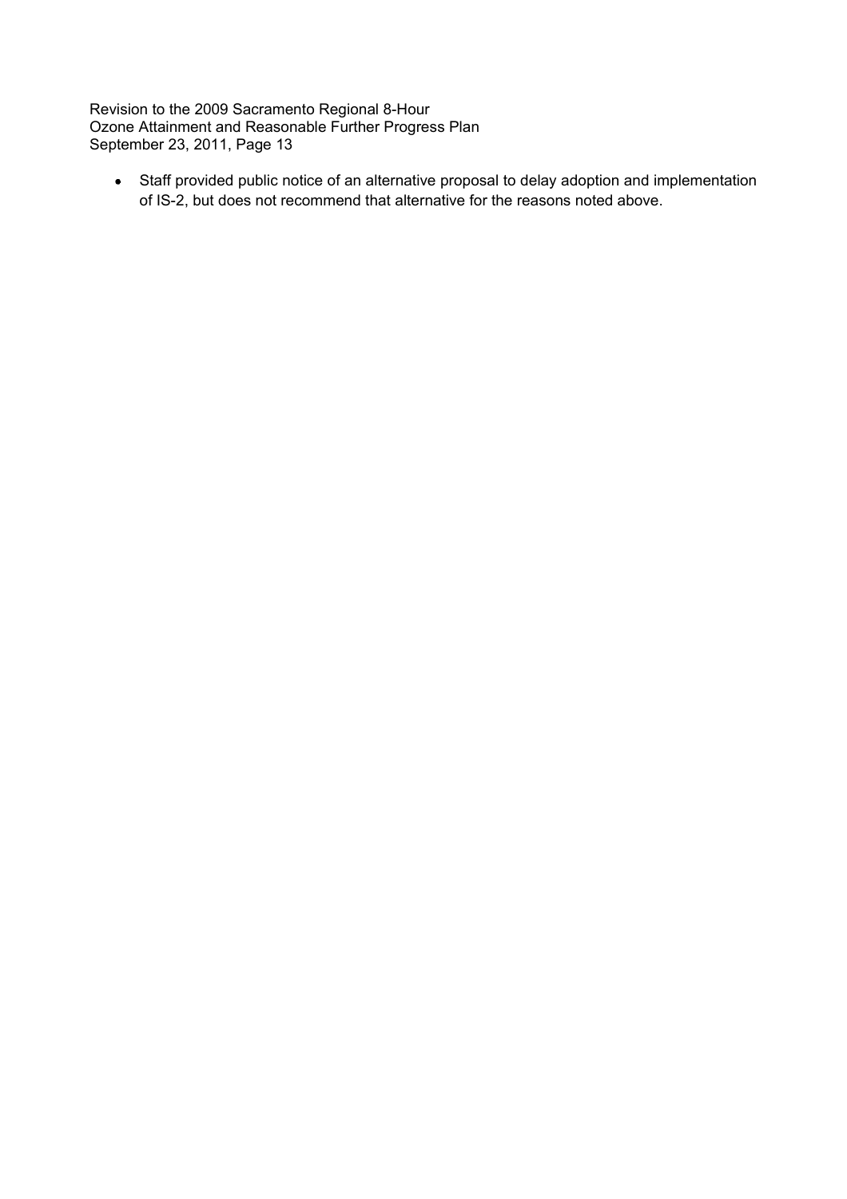- Staff provided public notice of an alternative proposal to delay adoption and implementation of IS-2, but does not recommend that alternative for the reasons noted above.